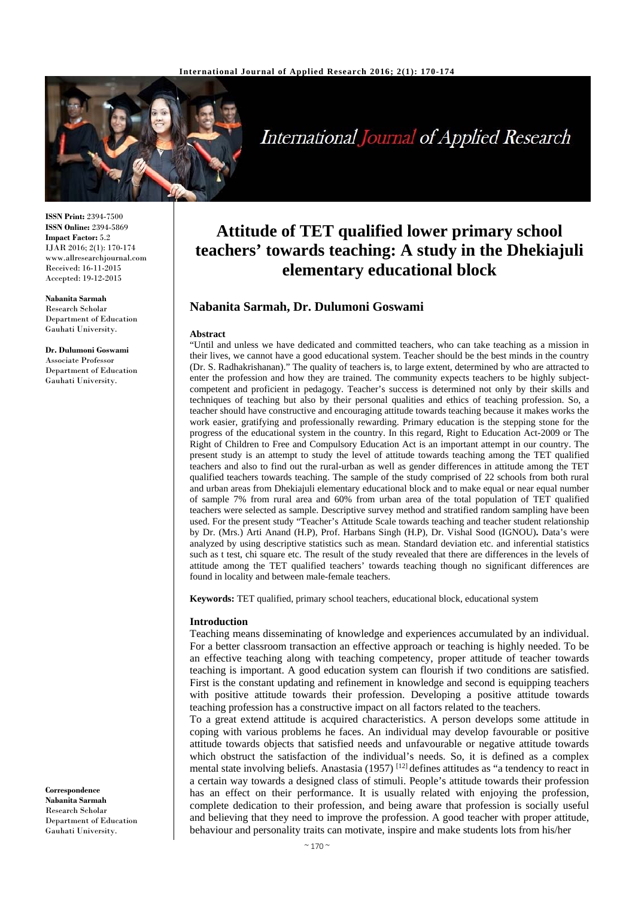# Attitude of TET qualified lower primary school teachers' towards teaching: A study in the Dhekiajuli elementary educational block

**Nabanita Sarmah, Dr. Dulumoni Goswami**

**ISSN Print:** 2394-7500
**ISSN Online:** 2394-5869
**Impact Factor:** 5.2
IJAR 2016; 2(1): 170-174
www.allresearchjournal.com
Received: 16-11-2015
Accepted: 19-12-2015

**Nabanita Sarmah**
Research Scholar
Department of Education
Gauhati University.

**Dr. Dulumoni Goswami**
Associate Professor
Department of Education
Gauhati University.

**Correspondence**
**Nabanita Sarmah**
Research Scholar
Department of Education
Gauhati University.

### Abstract

"Until and unless we have dedicated and committed teachers, who can take teaching as a mission in their lives, we cannot have a good educational system. Teacher should be the best minds in the country (Dr. S. Radhakrishanan)." The quality of teachers is, to large extent, determined by who are attracted to enter the profession and how they are trained. The community expects teachers to be highly subject-competent and proficient in pedagogy. Teacher's success is determined not only by their skills and techniques of teaching but also by their personal qualities and ethics of teaching profession. So, a teacher should have constructive and encouraging attitude towards teaching because it makes works the work easier, gratifying and professionally rewarding. Primary education is the stepping stone for the progress of the educational system in the country. In this regard, Right to Education Act-2009 or The Right of Children to Free and Compulsory Education Act is an important attempt in our country. The present study is an attempt to study the level of attitude towards teaching among the TET qualified teachers and also to find out the rural-urban as well as gender differences in attitude among the TET qualified teachers towards teaching. The sample of the study comprised of 22 schools from both rural and urban areas from Dhekiajuli elementary educational block and to make equal or near equal number of sample 7% from rural area and 60% from urban area of the total population of TET qualified teachers were selected as sample. Descriptive survey method and stratified random sampling have been used. For the present study "Teacher's Attitude Scale towards teaching and teacher student relationship by Dr. (Mrs.) Arti Anand (H.P), Prof. Harbans Singh (H.P), Dr. Vishal Sood (IGNOU)**.** Data's were analyzed by using descriptive statistics such as mean. Standard deviation etc. and inferential statistics such as t test, chi square etc. The result of the study revealed that there are differences in the levels of attitude among the TET qualified teachers' towards teaching though no significant differences are found in locality and between male-female teachers.

**Keywords:** TET qualified, primary school teachers, educational block, educational system

### Introduction

Teaching means disseminating of knowledge and experiences accumulated by an individual. For a better classroom transaction an effective approach or teaching is highly needed. To be an effective teaching along with teaching competency, proper attitude of teacher towards teaching is important. A good education system can flourish if two conditions are satisfied. First is the constant updating and refinement in knowledge and second is equipping teachers with positive attitude towards their profession. Developing a positive attitude towards teaching profession has a constructive impact on all factors related to the teachers.

To a great extend attitude is acquired characteristics. A person develops some attitude in coping with various problems he faces. An individual may develop favourable or positive attitude towards objects that satisfied needs and unfavourable or negative attitude towards which obstruct the satisfaction of the individual's needs. So, it is defined as a complex mental state involving beliefs. Anastasia (1957) [12] defines attitudes as "a tendency to react in a certain way towards a designed class of stimuli. People's attitude towards their profession has an effect on their performance. It is usually related with enjoying the profession, complete dedication to their profession, and being aware that profession is socially useful and believing that they need to improve the profession. A good teacher with proper attitude, behaviour and personality traits can motivate, inspire and make students lots from his/her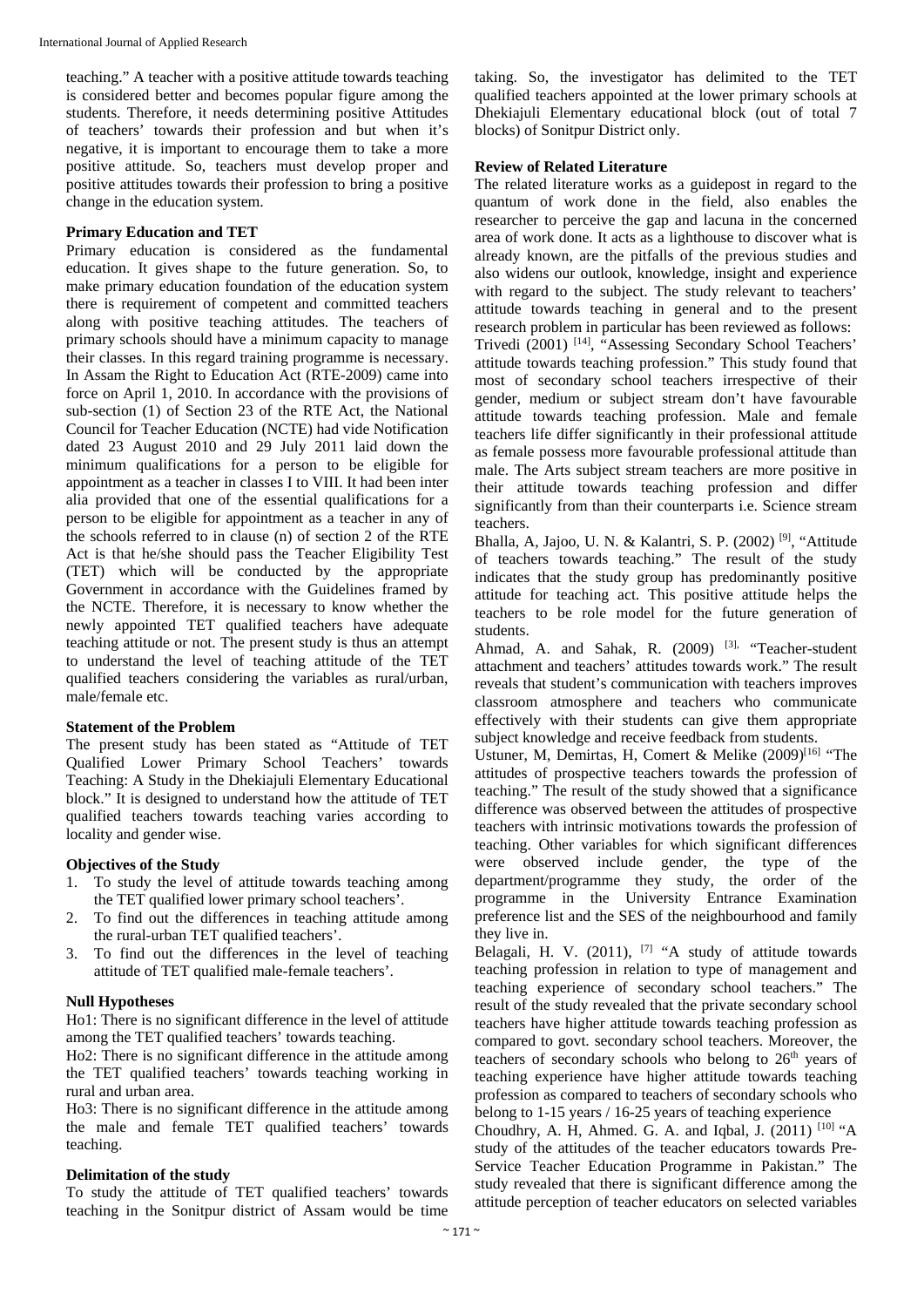teaching." A teacher with a positive attitude towards teaching is considered better and becomes popular figure among the students. Therefore, it needs determining positive Attitudes of teachers' towards their profession and but when it's negative, it is important to encourage them to take a more positive attitude. So, teachers must develop proper and positive attitudes towards their profession to bring a positive change in the education system.

**Primary Education and TET**

Primary education is considered as the fundamental education. It gives shape to the future generation. So, to make primary education foundation of the education system there is requirement of competent and committed teachers along with positive teaching attitudes. The teachers of primary schools should have a minimum capacity to manage their classes. In this regard training programme is necessary. In Assam the Right to Education Act (RTE-2009) came into force on April 1, 2010. In accordance with the provisions of sub-section (1) of Section 23 of the RTE Act, the National Council for Teacher Education (NCTE) had vide Notification dated 23 August 2010 and 29 July 2011 laid down the minimum qualifications for a person to be eligible for appointment as a teacher in classes I to VIII. It had been inter alia provided that one of the essential qualifications for a person to be eligible for appointment as a teacher in any of the schools referred to in clause (n) of section 2 of the RTE Act is that he/she should pass the Teacher Eligibility Test (TET) which will be conducted by the appropriate Government in accordance with the Guidelines framed by the NCTE. Therefore, it is necessary to know whether the newly appointed TET qualified teachers have adequate teaching attitude or not. The present study is thus an attempt to understand the level of teaching attitude of the TET qualified teachers considering the variables as rural/urban, male/female etc.

**Statement of the Problem**

The present study has been stated as "Attitude of TET Qualified Lower Primary School Teachers' towards Teaching: A Study in the Dhekiajuli Elementary Educational block." It is designed to understand how the attitude of TET qualified teachers towards teaching varies according to locality and gender wise.

**Objectives of the Study**

1. To study the level of attitude towards teaching among the TET qualified lower primary school teachers'.
2. To find out the differences in teaching attitude among the rural-urban TET qualified teachers'.
3. To find out the differences in the level of teaching attitude of TET qualified male-female teachers'.

**Null Hypotheses**

Ho1: There is no significant difference in the level of attitude among the TET qualified teachers' towards teaching.

Ho2: There is no significant difference in the attitude among the TET qualified teachers' towards teaching working in rural and urban area.

Ho3: There is no significant difference in the attitude among the male and female TET qualified teachers' towards teaching.

**Delimitation of the study**

To study the attitude of TET qualified teachers' towards teaching in the Sonitpur district of Assam would be time taking. So, the investigator has delimited to the TET qualified teachers appointed at the lower primary schools at Dhekiajuli Elementary educational block (out of total 7 blocks) of Sonitpur District only.

**Review of Related Literature**

The related literature works as a guidepost in regard to the quantum of work done in the field, also enables the researcher to perceive the gap and lacuna in the concerned area of work done. It acts as a lighthouse to discover what is already known, are the pitfalls of the previous studies and also widens our outlook, knowledge, insight and experience with regard to the subject. The study relevant to teachers' attitude towards teaching in general and to the present research problem in particular has been reviewed as follows:

Trivedi (2001) [14], "Assessing Secondary School Teachers' attitude towards teaching profession." This study found that most of secondary school teachers irrespective of their gender, medium or subject stream don't have favourable attitude towards teaching profession. Male and female teachers life differ significantly in their professional attitude as female possess more favourable professional attitude than male. The Arts subject stream teachers are more positive in their attitude towards teaching profession and differ significantly from than their counterparts i.e. Science stream teachers.

Bhalla, A, Jajoo, U. N. & Kalantri, S. P. (2002) [9], "Attitude of teachers towards teaching." The result of the study indicates that the study group has predominantly positive attitude for teaching act. This positive attitude helps the teachers to be role model for the future generation of students.

Ahmad, A. and Sahak, R. (2009) [3], "Teacher-student attachment and teachers' attitudes towards work." The result reveals that student's communication with teachers improves classroom atmosphere and teachers who communicate effectively with their students can give them appropriate subject knowledge and receive feedback from students.

Ustuner, M, Demirtas, H, Comert & Melike (2009)[16] "The attitudes of prospective teachers towards the profession of teaching." The result of the study showed that a significance difference was observed between the attitudes of prospective teachers with intrinsic motivations towards the profession of teaching. Other variables for which significant differences were observed include gender, the type of the department/programme they study, the order of the programme in the University Entrance Examination preference list and the SES of the neighbourhood and family they live in.

Belagali, H. V. (2011), [7] "A study of attitude towards teaching profession in relation to type of management and teaching experience of secondary school teachers." The result of the study revealed that the private secondary school teachers have higher attitude towards teaching profession as compared to govt. secondary school teachers. Moreover, the teachers of secondary schools who belong to 26th years of teaching experience have higher attitude towards teaching profession as compared to teachers of secondary schools who belong to 1-15 years / 16-25 years of teaching experience

Choudhry, A. H, Ahmed. G. A. and Iqbal, J. (2011) [10] "A study of the attitudes of the teacher educators towards Pre-Service Teacher Education Programme in Pakistan." The study revealed that there is significant difference among the attitude perception of teacher educators on selected variables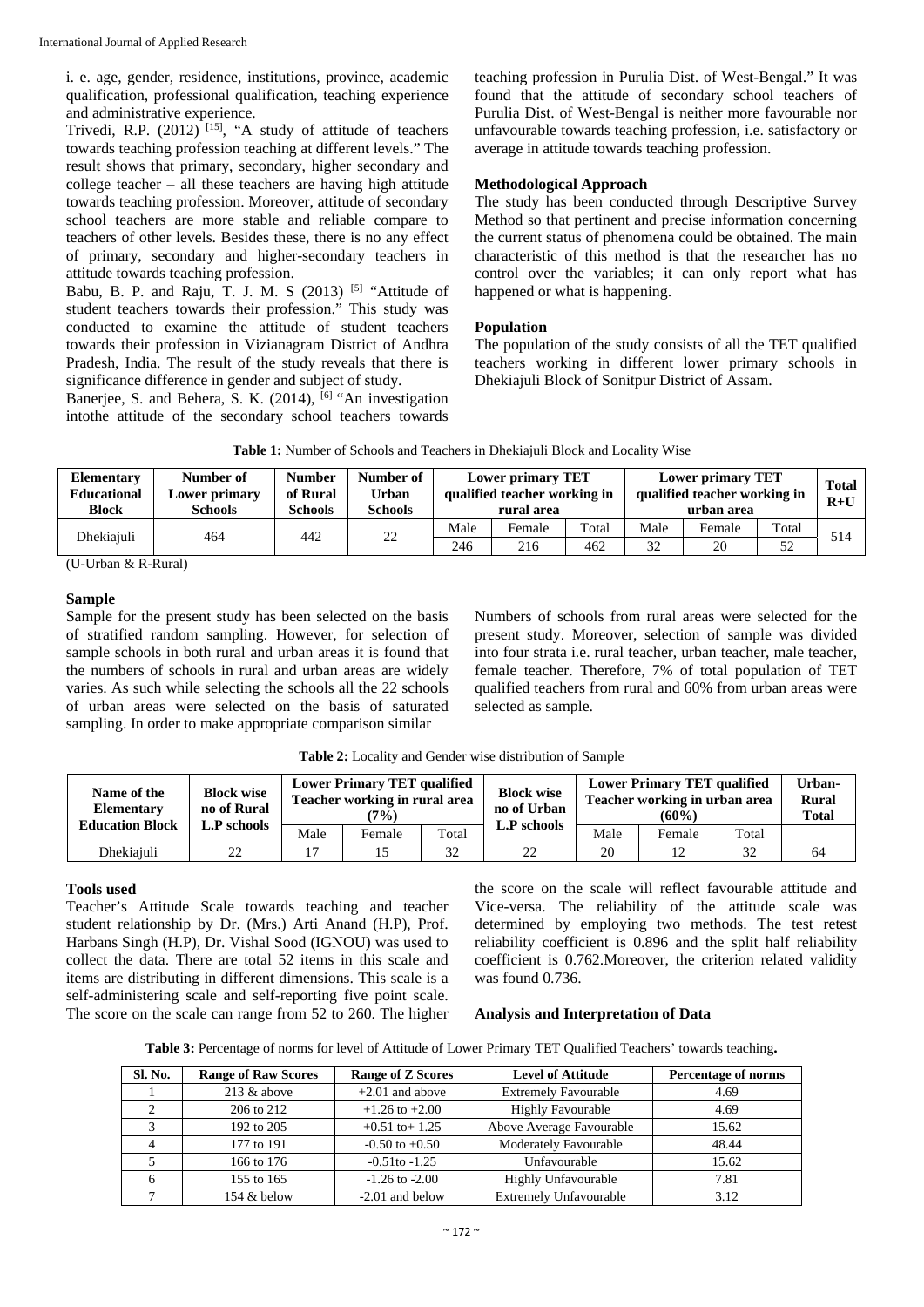i. e. age, gender, residence, institutions, province, academic qualification, professional qualification, teaching experience and administrative experience.

Trivedi, R.P. (2012) [15], "A study of attitude of teachers towards teaching profession teaching at different levels." The result shows that primary, secondary, higher secondary and college teacher – all these teachers are having high attitude towards teaching profession. Moreover, attitude of secondary school teachers are more stable and reliable compare to teachers of other levels. Besides these, there is no any effect of primary, secondary and higher-secondary teachers in attitude towards teaching profession.

Babu, B. P. and Raju, T. J. M. S (2013) [5] "Attitude of student teachers towards their profession." This study was conducted to examine the attitude of student teachers towards their profession in Vizianagram District of Andhra Pradesh, India. The result of the study reveals that there is significance difference in gender and subject of study.

Banerjee, S. and Behera, S. K. (2014), [6] "An investigation intothe attitude of the secondary school teachers towards teaching profession in Purulia Dist. of West-Bengal." It was found that the attitude of secondary school teachers of Purulia Dist. of West-Bengal is neither more favourable nor unfavourable towards teaching profession, i.e. satisfactory or average in attitude towards teaching profession.

### Methodological Approach

The study has been conducted through Descriptive Survey Method so that pertinent and precise information concerning the current status of phenomena could be obtained. The main characteristic of this method is that the researcher has no control over the variables; it can only report what has happened or what is happening.

### Population

The population of the study consists of all the TET qualified teachers working in different lower primary schools in Dhekiajuli Block of Sonitpur District of Assam.

**Table 1:** Number of Schools and Teachers in Dhekiajuli Block and Locality Wise

| Elementary Educational Block | Number of Lower primary Schools | Number of Rural Schools | Number of Urban Schools | Lower primary TET qualified teacher working in rural area | | | Lower primary TET qualified teacher working in urban area | | | Total R+U |
|---|---|---|---|---|---|---|---|---|---|---|
| | | | | Male | Female | Total | Male | Female | Total | |
| Dhekiajuli | 464 | 442 | 22 | 246 | 216 | 462 | 32 | 20 | 52 | 514 |

(U-Urban & R-Rural)

### Sample

Sample for the present study has been selected on the basis of stratified random sampling. However, for selection of sample schools in both rural and urban areas it is found that the numbers of schools in rural and urban areas are widely varies. As such while selecting the schools all the 22 schools of urban areas were selected on the basis of saturated sampling. In order to make appropriate comparison similar Numbers of schools from rural areas were selected for the present study. Moreover, selection of sample was divided into four strata i.e. rural teacher, urban teacher, male teacher, female teacher. Therefore, 7% of total population of TET qualified teachers from rural and 60% from urban areas were selected as sample.

**Table 2:** Locality and Gender wise distribution of Sample

| Name of the Elementary Education Block | Block wise no of Rural L.P schools | Lower Primary TET qualified Teacher working in rural area (7%) | | | Block wise no of Urban L.P schools | Lower Primary TET qualified Teacher working in urban area (60%) | | | Urban-Rural Total |
|---|---|---|---|---|---|---|---|---|---|
| | | Male | Female | Total | | Male | Female | Total | |
| Dhekiajuli | 22 | 17 | 15 | 32 | 22 | 20 | 12 | 32 | 64 |

### Tools used

Teacher's Attitude Scale towards teaching and teacher student relationship by Dr. (Mrs.) Arti Anand (H.P), Prof. Harbans Singh (H.P), Dr. Vishal Sood (IGNOU) was used to collect the data. There are total 52 items in this scale and items are distributing in different dimensions. This scale is a self-administering scale and self-reporting five point scale. The score on the scale can range from 52 to 260. The higher the score on the scale will reflect favourable attitude and Vice-versa. The reliability of the attitude scale was determined by employing two methods. The test retest reliability coefficient is 0.896 and the split half reliability coefficient is 0.762.Moreover, the criterion related validity was found 0.736.

### Analysis and Interpretation of Data

**Table 3:** Percentage of norms for level of Attitude of Lower Primary TET Qualified Teachers' towards teaching.

| Sl. No. | Range of Raw Scores | Range of Z Scores | Level of Attitude | Percentage of norms |
|---|---|---|---|---|
| 1 | 213 & above | +2.01 and above | Extremely Favourable | 4.69 |
| 2 | 206 to 212 | +1.26 to +2.00 | Highly Favourable | 4.69 |
| 3 | 192 to 205 | +0.51 to+ 1.25 | Above Average Favourable | 15.62 |
| 4 | 177 to 191 | -0.50 to +0.50 | Moderately Favourable | 48.44 |
| 5 | 166 to 176 | -0.51to -1.25 | Unfavourable | 15.62 |
| 6 | 155 to 165 | -1.26 to -2.00 | Highly Unfavourable | 7.81 |
| 7 | 154 & below | -2.01 and below | Extremely Unfavourable | 3.12 |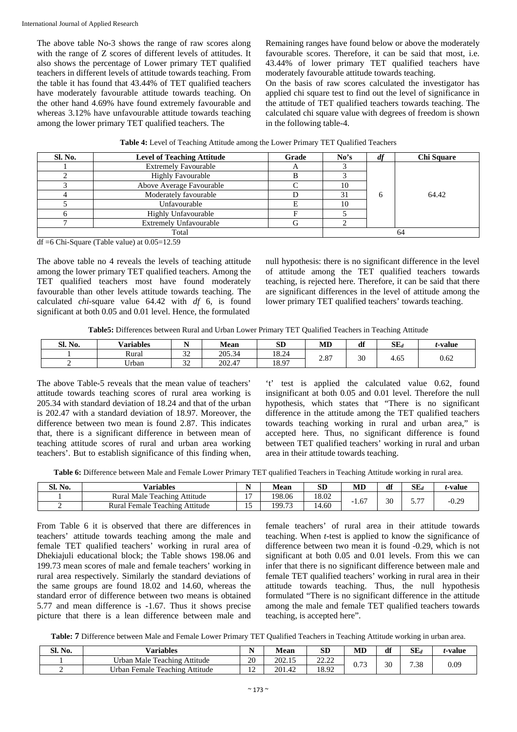The above table No-3 shows the range of raw scores along with the range of Z scores of different levels of attitudes. It also shows the percentage of Lower primary TET qualified teachers in different levels of attitude towards teaching. From the table it has found that 43.44% of TET qualified teachers have moderately favourable attitude towards teaching. On the other hand 4.69% have found extremely favourable and whereas 3.12% have unfavourable attitude towards teaching among the lower primary TET qualified teachers. The Remaining ranges have found below or above the moderately favourable scores. Therefore, it can be said that most, i.e. 43.44% of lower primary TET qualified teachers have moderately favourable attitude towards teaching.

On the basis of raw scores calculated the investigator has applied chi square test to find out the level of significance in the attitude of TET qualified teachers towards teaching. The calculated chi square value with degrees of freedom is shown in the following table-4.

**Table 4:** Level of Teaching Attitude among the Lower Primary TET Qualified Teachers

| Sl. No. | Level of Teaching Attitude | Grade | No's | *df* | Chi Square |
|---|---|---|---|---|---|
| 1 | Extremely Favourable | A | 3 | 6 | 64.42 |
| 2 | Highly Favourable | B | 3 | | |
| 3 | Above Average Favourable | C | 10 | | |
| 4 | Moderately favourable | D | 31 | | |
| 5 | Unfavourable | E | 10 | | |
| 6 | Highly Unfavourable | F | 5 | | |
| 7 | Extremely Unfavourable | G | 2 | | |
| Total | | | 64 | | |

df =6 Chi-Square (Table value) at 0.05=12.59

The above table no 4 reveals the levels of teaching attitude among the lower primary TET qualified teachers. Among the TET qualified teachers most have found moderately favourable than other levels attitude towards teaching. The calculated *chi*-square value 64.42 with *df* 6, is found significant at both 0.05 and 0.01 level. Hence, the formulated null hypothesis: there is no significant difference in the level of attitude among the TET qualified teachers towards teaching, is rejected here. Therefore, it can be said that there are significant differences in the level of attitude among the lower primary TET qualified teachers' towards teaching.

**Table5:** Differences between Rural and Urban Lower Primary TET Qualified Teachers in Teaching Attitude

| Sl. No. | Variables | N | Mean | SD | MD | df | $SE_d$ | *t*-value |
|---|---|---|---|---|---|---|---|---|
| 1 | Rural | 32 | 205.34 | 18.24 | 2.87 | 30 | 4.65 | 0.62 |
| 2 | Urban | 32 | 202.47 | 18.97 | | | | |

The above Table-5 reveals that the mean value of teachers' attitude towards teaching scores of rural area working is 205.34 with standard deviation of 18.24 and that of the urban is 202.47 with a standard deviation of 18.97. Moreover, the difference between two mean is found 2.87. This indicates that, there is a significant difference in between mean of teaching attitude scores of rural and urban area working teachers'. But to establish significance of this finding, when, 't' test is applied the calculated value 0.62, found insignificant at both 0.05 and 0.01 level. Therefore the null hypothesis, which states that "There is no significant difference in the attitude among the TET qualified teachers towards teaching working in rural and urban area," is accepted here. Thus, no significant difference is found between TET qualified teachers' working in rural and urban area in their attitude towards teaching.

**Table 6:** Difference between Male and Female Lower Primary TET qualified Teachers in Teaching Attitude working in rural area.

| Sl. No. | Variables | N | Mean | SD | MD | df | $SE_d$ | *t*-value |
|---|---|---|---|---|---|---|---|---|
| 1 | Rural Male Teaching Attitude | 17 | 198.06 | 18.02 | -1.67 | 30 | 5.77 | -0.29 |
| 2 | Rural Female Teaching Attitude | 15 | 199.73 | 14.60 | | | | |

From Table 6 it is observed that there are differences in teachers' attitude towards teaching among the male and female TET qualified teachers' working in rural area of Dhekiajuli educational block; the Table shows 198.06 and 199.73 mean scores of male and female teachers' working in rural area respectively. Similarly the standard deviations of the same groups are found 18.02 and 14.60, whereas the standard error of difference between two means is obtained 5.77 and mean difference is -1.67. Thus it shows precise picture that there is a lean difference between male and female teachers' of rural area in their attitude towards teaching. When *t*-test is applied to know the significance of difference between two mean it is found -0.29, which is not significant at both 0.05 and 0.01 levels. From this we can infer that there is no significant difference between male and female TET qualified teachers' working in rural area in their attitude towards teaching. Thus, the null hypothesis formulated "There is no significant difference in the attitude among the male and female TET qualified teachers towards teaching, is accepted here".

**Table: 7** Difference between Male and Female Lower Primary TET Qualified Teachers in Teaching Attitude working in urban area.

| Sl. No. | Variables | N | Mean | SD | MD | df | $SE_d$ | *t*-value |
|---|---|---|---|---|---|---|---|---|
| 1 | Urban Male Teaching Attitude | 20 | 202.15 | 22.22 | 0.73 | 30 | 7.38 | 0.09 |
| 2 | Urban Female Teaching Attitude | 12 | 201.42 | 18.92 | | | | |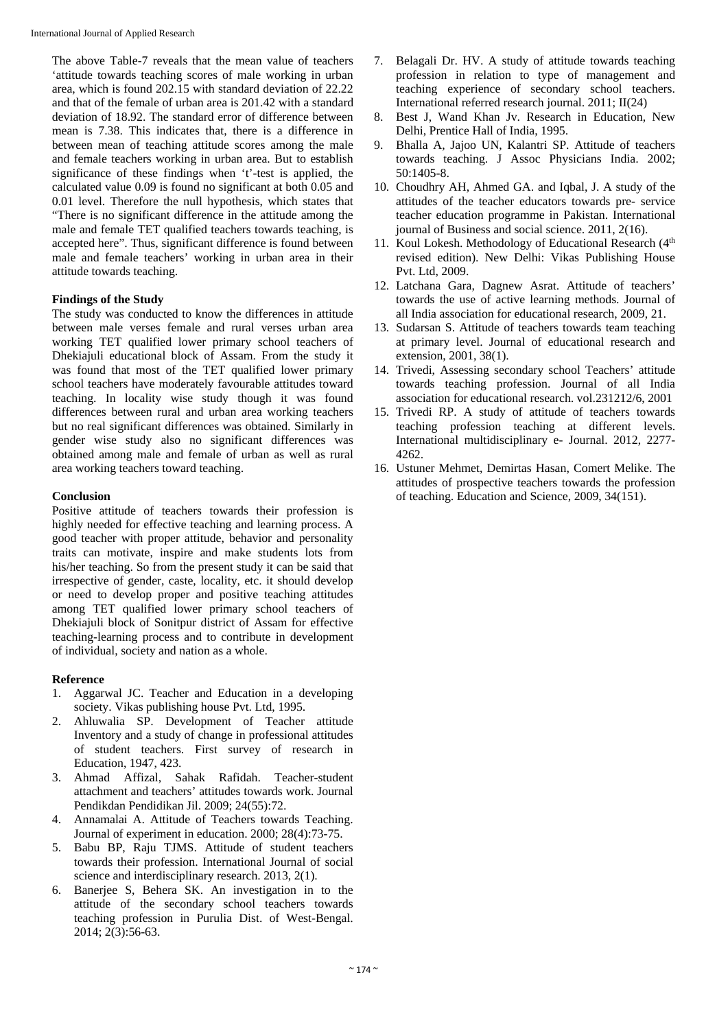The above Table-7 reveals that the mean value of teachers 'attitude towards teaching scores of male working in urban area, which is found 202.15 with standard deviation of 22.22 and that of the female of urban area is 201.42 with a standard deviation of 18.92. The standard error of difference between mean is 7.38. This indicates that, there is a difference in between mean of teaching attitude scores among the male and female teachers working in urban area. But to establish significance of these findings when 't'-test is applied, the calculated value 0.09 is found no significant at both 0.05 and 0.01 level. Therefore the null hypothesis, which states that "There is no significant difference in the attitude among the male and female TET qualified teachers towards teaching, is accepted here". Thus, significant difference is found between male and female teachers' working in urban area in their attitude towards teaching.

### Findings of the Study

The study was conducted to know the differences in attitude between male verses female and rural verses urban area working TET qualified lower primary school teachers of Dhekiajuli educational block of Assam. From the study it was found that most of the TET qualified lower primary school teachers have moderately favourable attitudes toward teaching. In locality wise study though it was found differences between rural and urban area working teachers but no real significant differences was obtained. Similarly in gender wise study also no significant differences was obtained among male and female of urban as well as rural area working teachers toward teaching.

### Conclusion

Positive attitude of teachers towards their profession is highly needed for effective teaching and learning process. A good teacher with proper attitude, behavior and personality traits can motivate, inspire and make students lots from his/her teaching. So from the present study it can be said that irrespective of gender, caste, locality, etc. it should develop or need to develop proper and positive teaching attitudes among TET qualified lower primary school teachers of Dhekiajuli block of Sonitpur district of Assam for effective teaching-learning process and to contribute in development of individual, society and nation as a whole.

### Reference

1. Aggarwal JC. Teacher and Education in a developing society. Vikas publishing house Pvt. Ltd, 1995.
2. Ahluwalia SP. Development of Teacher attitude Inventory and a study of change in professional attitudes of student teachers. First survey of research in Education, 1947, 423.
3. Ahmad Affizal, Sahak Rafidah. Teacher-student attachment and teachers' attitudes towards work. Journal Pendikdan Pendidikan Jil. 2009; 24(55):72.
4. Annamalai A. Attitude of Teachers towards Teaching. Journal of experiment in education. 2000; 28(4):73-75.
5. Babu BP, Raju TJMS. Attitude of student teachers towards their profession. International Journal of social science and interdisciplinary research. 2013, 2(1).
6. Banerjee S, Behera SK. An investigation in to the attitude of the secondary school teachers towards teaching profession in Purulia Dist. of West-Bengal. 2014; 2(3):56-63.
7. Belagali Dr. HV. A study of attitude towards teaching profession in relation to type of management and teaching experience of secondary school teachers. International referred research journal. 2011; II(24)
8. Best J, Wand Khan Jv. Research in Education, New Delhi, Prentice Hall of India, 1995.
9. Bhalla A, Jajoo UN, Kalantri SP. Attitude of teachers towards teaching. J Assoc Physicians India. 2002; 50:1405-8.
10. Choudhry AH, Ahmed GA. and Iqbal, J. A study of the attitudes of the teacher educators towards pre- service teacher education programme in Pakistan. International journal of Business and social science. 2011, 2(16).
11. Koul Lokesh. Methodology of Educational Research (4th revised edition). New Delhi: Vikas Publishing House Pvt. Ltd, 2009.
12. Latchana Gara, Dagnew Asrat. Attitude of teachers' towards the use of active learning methods. Journal of all India association for educational research, 2009, 21.
13. Sudarsan S. Attitude of teachers towards team teaching at primary level. Journal of educational research and extension, 2001, 38(1).
14. Trivedi, Assessing secondary school Teachers' attitude towards teaching profession. Journal of all India association for educational research. vol.231212/6, 2001
15. Trivedi RP. A study of attitude of teachers towards teaching profession teaching at different levels. International multidisciplinary e- Journal. 2012, 2277-4262.
16. Ustuner Mehmet, Demirtas Hasan, Comert Melike. The attitudes of prospective teachers towards the profession of teaching. Education and Science, 2009, 34(151).